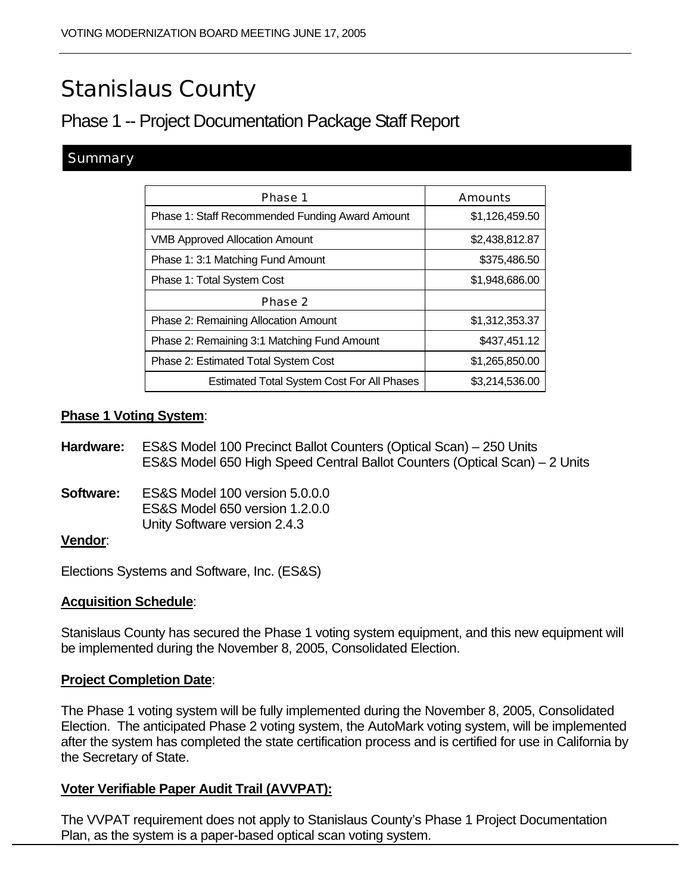# Stanislaus County

## Phase 1 -- Project Documentation Package Staff Report

### Summary

| Phase 1 | Amounts |
|---|---|
| Phase 1: Staff Recommended Funding Award Amount | $1,126,459.50 |
| VMB Approved Allocation Amount | $2,438,812.87 |
| Phase 1: 3:1 Matching Fund Amount | $375,486.50 |
| Phase 1: Total System Cost | $1,948,686.00 |
| **Phase 2** | |
| Phase 2: Remaining Allocation Amount | $1,312,353.37 |
| Phase 2: Remaining 3:1 Matching Fund Amount | $437,451.12 |
| Phase 2: Estimated Total System Cost | $1,265,850.00 |
| Estimated Total System Cost For All Phases | $3,214,536.00 |

**Phase 1 Voting System**:

**Hardware:** ES&S Model 100 Precinct Ballot Counters (Optical Scan) – 250 Units
ES&S Model 650 High Speed Central Ballot Counters (Optical Scan) – 2 Units

**Software:** ES&S Model 100 version 5.0.0.0
ES&S Model 650 version 1.2.0.0
Unity Software version 2.4.3

**Vendor**:

Elections Systems and Software, Inc. (ES&S)

**Acquisition Schedule**:

Stanislaus County has secured the Phase 1 voting system equipment, and this new equipment will be implemented during the November 8, 2005, Consolidated Election.

**Project Completion Date**:

The Phase 1 voting system will be fully implemented during the November 8, 2005, Consolidated Election. The anticipated Phase 2 voting system, the AutoMark voting system, will be implemented after the system has completed the state certification process and is certified for use in California by the Secretary of State.

**Voter Verifiable Paper Audit Trail (AVVPAT):**

The VVPAT requirement does not apply to Stanislaus County's Phase 1 Project Documentation Plan, as the system is a paper-based optical scan voting system.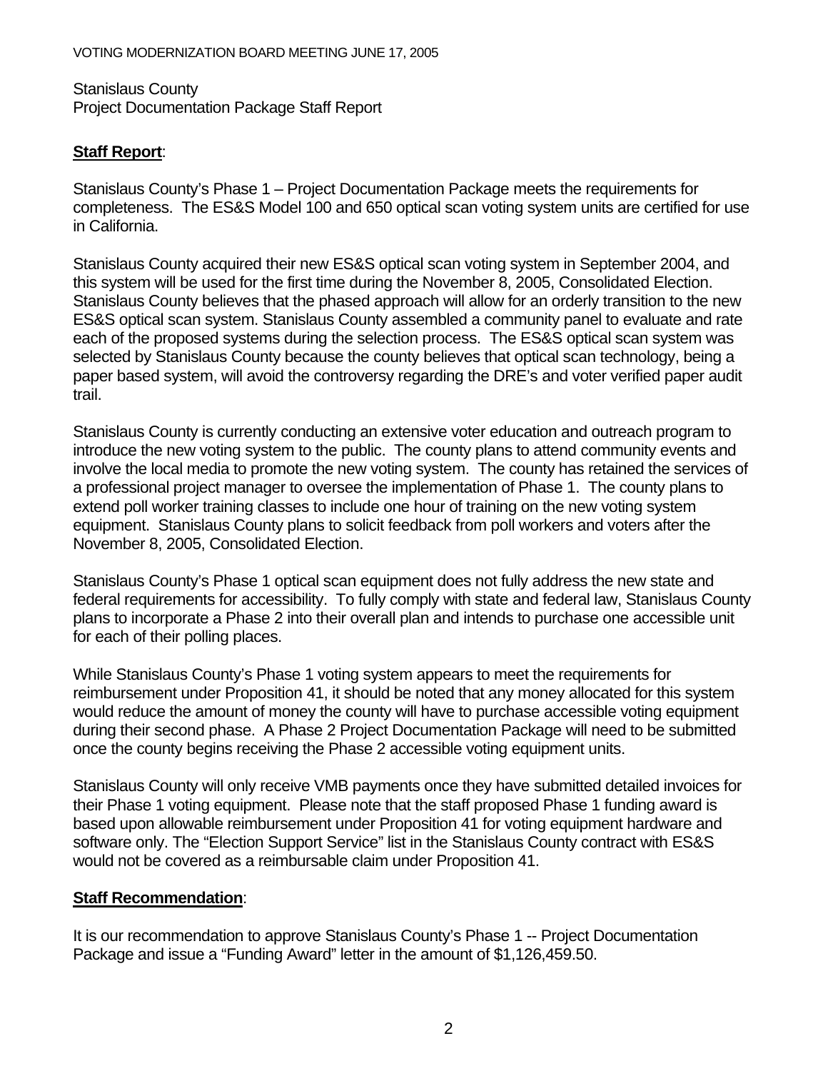Stanislaus County
Project Documentation Package Staff Report

**Staff Report**:

Stanislaus County's Phase 1 – Project Documentation Package meets the requirements for completeness. The ES&S Model 100 and 650 optical scan voting system units are certified for use in California.

Stanislaus County acquired their new ES&S optical scan voting system in September 2004, and this system will be used for the first time during the November 8, 2005, Consolidated Election. Stanislaus County believes that the phased approach will allow for an orderly transition to the new ES&S optical scan system. Stanislaus County assembled a community panel to evaluate and rate each of the proposed systems during the selection process. The ES&S optical scan system was selected by Stanislaus County because the county believes that optical scan technology, being a paper based system, will avoid the controversy regarding the DRE's and voter verified paper audit trail.

Stanislaus County is currently conducting an extensive voter education and outreach program to introduce the new voting system to the public. The county plans to attend community events and involve the local media to promote the new voting system. The county has retained the services of a professional project manager to oversee the implementation of Phase 1. The county plans to extend poll worker training classes to include one hour of training on the new voting system equipment. Stanislaus County plans to solicit feedback from poll workers and voters after the November 8, 2005, Consolidated Election.

Stanislaus County's Phase 1 optical scan equipment does not fully address the new state and federal requirements for accessibility. To fully comply with state and federal law, Stanislaus County plans to incorporate a Phase 2 into their overall plan and intends to purchase one accessible unit for each of their polling places.

While Stanislaus County's Phase 1 voting system appears to meet the requirements for reimbursement under Proposition 41, it should be noted that any money allocated for this system would reduce the amount of money the county will have to purchase accessible voting equipment during their second phase. A Phase 2 Project Documentation Package will need to be submitted once the county begins receiving the Phase 2 accessible voting equipment units.

Stanislaus County will only receive VMB payments once they have submitted detailed invoices for their Phase 1 voting equipment. Please note that the staff proposed Phase 1 funding award is based upon allowable reimbursement under Proposition 41 for voting equipment hardware and software only. The "Election Support Service" list in the Stanislaus County contract with ES&S would not be covered as a reimbursable claim under Proposition 41.

**Staff Recommendation**:

It is our recommendation to approve Stanislaus County's Phase 1 -- Project Documentation Package and issue a "Funding Award" letter in the amount of $1,126,459.50.